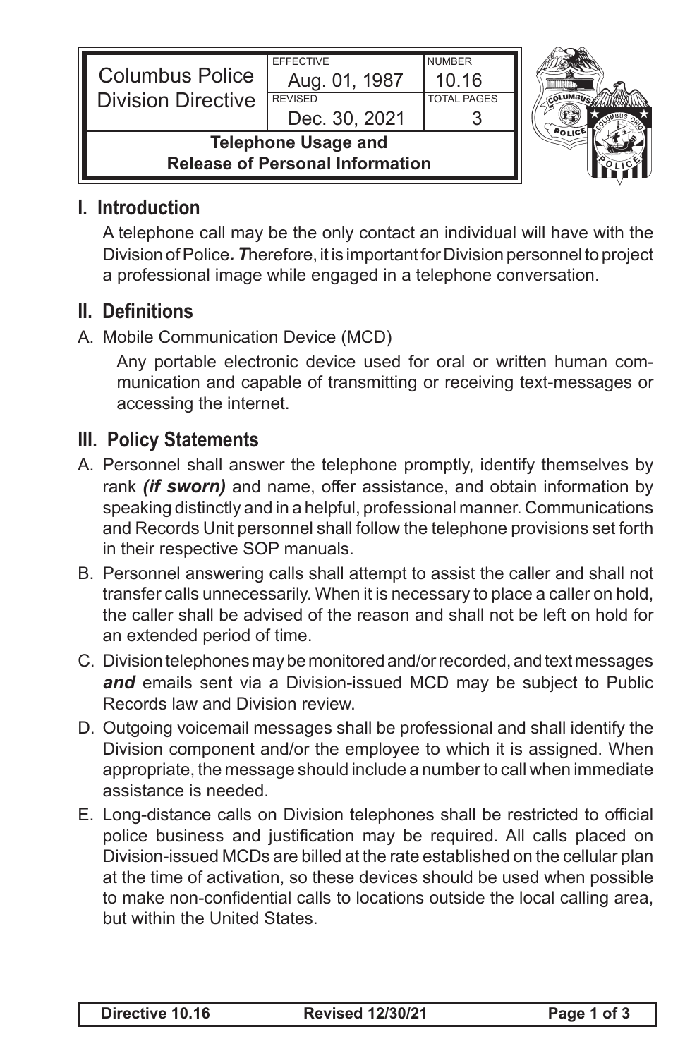| Columbus Police Division Directive | EFFECTIVE Aug. 01, 1987 | NUMBER 10.16 |
|---|---|---|
| | REVISED Dec. 30, 2021 | TOTAL PAGES 3 |
| **Telephone Usage and Release of Personal Information** | | |

## I. Introduction

A telephone call may be the only contact an individual will have with the Division of Police***. T***herefore, it is important for Division personnel to project a professional image while engaged in a telephone conversation.

## II. Definitions

A. Mobile Communication Device (MCD)

Any portable electronic device used for oral or written human communication and capable of transmitting or receiving text-messages or accessing the internet.

## III. Policy Statements

A. Personnel shall answer the telephone promptly, identify themselves by rank ***(if sworn)*** and name, offer assistance, and obtain information by speaking distinctly and in a helpful, professional manner. Communications and Records Unit personnel shall follow the telephone provisions set forth in their respective SOP manuals.

B. Personnel answering calls shall attempt to assist the caller and shall not transfer calls unnecessarily. When it is necessary to place a caller on hold, the caller shall be advised of the reason and shall not be left on hold for an extended period of time.

C. Division telephones may be monitored and/or recorded, and text messages ***and*** emails sent via a Division-issued MCD may be subject to Public Records law and Division review.

D. Outgoing voicemail messages shall be professional and shall identify the Division component and/or the employee to which it is assigned. When appropriate, the message should include a number to call when immediate assistance is needed.

E. Long-distance calls on Division telephones shall be restricted to official police business and justification may be required. All calls placed on Division-issued MCDs are billed at the rate established on the cellular plan at the time of activation, so these devices should be used when possible to make non-confidential calls to locations outside the local calling area, but within the United States.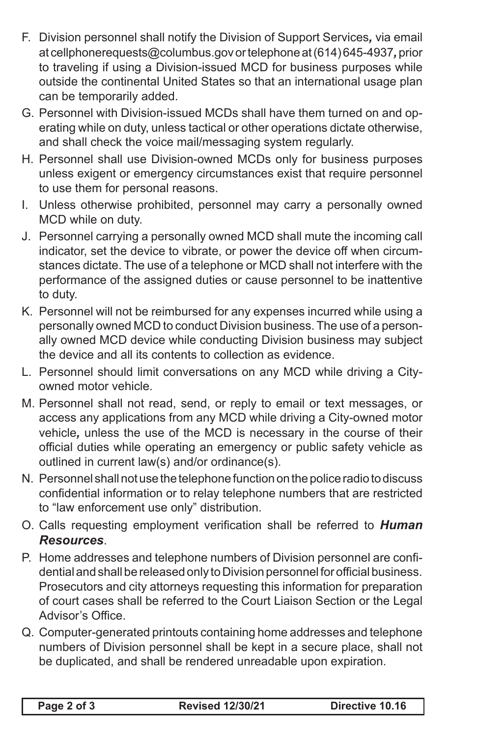F. Division personnel shall notify the Division of Support Services*,* via email at cellphonerequests@columbus.gov or telephone at (614) 645-4937*,* prior to traveling if using a Division-issued MCD for business purposes while outside the continental United States so that an international usage plan can be temporarily added.

G. Personnel with Division-issued MCDs shall have them turned on and operating while on duty, unless tactical or other operations dictate otherwise, and shall check the voice mail/messaging system regularly.

H. Personnel shall use Division-owned MCDs only for business purposes unless exigent or emergency circumstances exist that require personnel to use them for personal reasons.

I. Unless otherwise prohibited, personnel may carry a personally owned MCD while on duty.

J. Personnel carrying a personally owned MCD shall mute the incoming call indicator, set the device to vibrate, or power the device off when circumstances dictate. The use of a telephone or MCD shall not interfere with the performance of the assigned duties or cause personnel to be inattentive to duty.

K. Personnel will not be reimbursed for any expenses incurred while using a personally owned MCD to conduct Division business. The use of a personally owned MCD device while conducting Division business may subject the device and all its contents to collection as evidence.

L. Personnel should limit conversations on any MCD while driving a City-owned motor vehicle.

M. Personnel shall not read, send, or reply to email or text messages, or access any applications from any MCD while driving a City-owned motor vehicle*,* unless the use of the MCD is necessary in the course of their official duties while operating an emergency or public safety vehicle as outlined in current law(s) and/or ordinance(s).

N. Personnel shall not use the telephone function on the police radio to discuss confidential information or to relay telephone numbers that are restricted to "law enforcement use only" distribution.

O. Calls requesting employment verification shall be referred to ***Human Resources***.

P. Home addresses and telephone numbers of Division personnel are confidential and shall be released only to Division personnel for official business. Prosecutors and city attorneys requesting this information for preparation of court cases shall be referred to the Court Liaison Section or the Legal Advisor's Office.

Q. Computer-generated printouts containing home addresses and telephone numbers of Division personnel shall be kept in a secure place, shall not be duplicated, and shall be rendered unreadable upon expiration.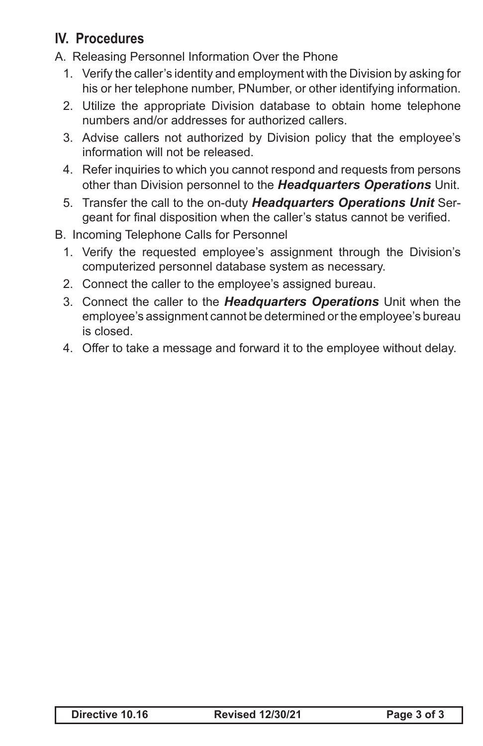## IV. Procedures

A. Releasing Personnel Information Over the Phone

1. Verify the caller's identity and employment with the Division by asking for his or her telephone number, PNumber, or other identifying information.
2. Utilize the appropriate Division database to obtain home telephone numbers and/or addresses for authorized callers.
3. Advise callers not authorized by Division policy that the employee's information will not be released.
4. Refer inquiries to which you cannot respond and requests from persons other than Division personnel to the ***Headquarters Operations*** Unit.
5. Transfer the call to the on-duty ***Headquarters Operations Unit*** Sergeant for final disposition when the caller's status cannot be verified.

B. Incoming Telephone Calls for Personnel

1. Verify the requested employee's assignment through the Division's computerized personnel database system as necessary.
2. Connect the caller to the employee's assigned bureau.
3. Connect the caller to the ***Headquarters Operations*** Unit when the employee's assignment cannot be determined or the employee's bureau is closed.
4. Offer to take a message and forward it to the employee without delay.

| | | |
|---|---|---|
| **Directive 10.16** | **Revised 12/30/21** | |